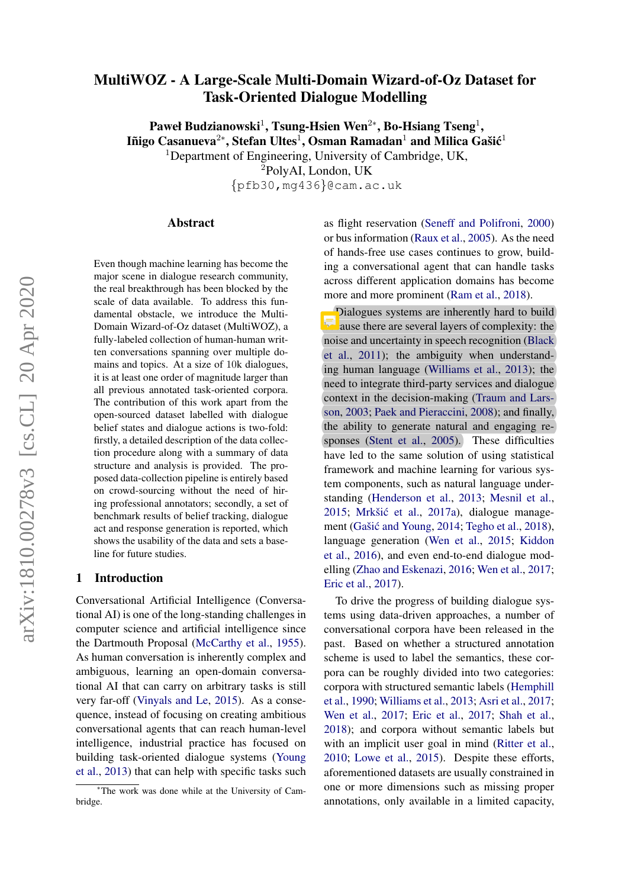# MultiWOZ - A Large-Scale Multi-Domain Wizard-of-Oz Dataset for Task-Oriented Dialogue Modelling

**Paweł Budzianowski**[1], **Tsung-Hsien Wen**[2*], **Bo-Hsiang Tseng**[1], **Iñigo Casanueva**[2*], **Stefan Ultes**[1], **Osman Ramadan**[1] and **Milica Gašić**[1]

[1]Department of Engineering, University of Cambridge, UK,
[2]PolyAI, London, UK
{pfb30,mg436}@cam.ac.uk

## Abstract

Even though machine learning has become the major scene in dialogue research community, the real breakthrough has been blocked by the scale of data available. To address this fundamental obstacle, we introduce the Multi-Domain Wizard-of-Oz dataset (MultiWOZ), a fully-labeled collection of human-human written conversations spanning over multiple domains and topics. At a size of 10k dialogues, it is at least one order of magnitude larger than all previous annotated task-oriented corpora. The contribution of this work apart from the open-sourced dataset labelled with dialogue belief states and dialogue actions is two-fold: firstly, a detailed description of the data collection procedure along with a summary of data structure and analysis is provided. The proposed data-collection pipeline is entirely based on crowd-sourcing without the need of hiring professional annotators; secondly, a set of benchmark results of belief tracking, dialogue act and response generation is reported, which shows the usability of the data and sets a baseline for future studies.

## 1 Introduction

Conversational Artificial Intelligence (Conversational AI) is one of the long-standing challenges in computer science and artificial intelligence since the Dartmouth Proposal (McCarthy et al., 1955). As human conversation is inherently complex and ambiguous, learning an open-domain conversational AI that can carry on arbitrary tasks is still very far-off (Vinyals and Le, 2015). As a consequence, instead of focusing on creating ambitious conversational agents that can reach human-level intelligence, industrial practice has focused on building task-oriented dialogue systems (Young et al., 2013) that can help with specific tasks such as flight reservation (Seneff and Polifroni, 2000) or bus information (Raux et al., 2005). As the need of hands-free use cases continues to grow, building a conversational agent that can handle tasks across different application domains has become more and more prominent (Ram et al., 2018).

Dialogues systems are inherently hard to build because there are several layers of complexity: the noise and uncertainty in speech recognition (Black et al., 2011); the ambiguity when understanding human language (Williams et al., 2013); the need to integrate third-party services and dialogue context in the decision-making (Traum and Larsson, 2003; Paek and Pieraccini, 2008); and finally, the ability to generate natural and engaging responses (Stent et al., 2005). These difficulties have led to the same solution of using statistical framework and machine learning for various system components, such as natural language understanding (Henderson et al., 2013; Mesnil et al., 2015; Mrkšić et al., 2017a), dialogue management (Gašić and Young, 2014; Tegho et al., 2018), language generation (Wen et al., 2015; Kiddon et al., 2016), and even end-to-end dialogue modelling (Zhao and Eskenazi, 2016; Wen et al., 2017; Eric et al., 2017).

To drive the progress of building dialogue systems using data-driven approaches, a number of conversational corpora have been released in the past. Based on whether a structured annotation scheme is used to label the semantics, these corpora can be roughly divided into two categories: corpora with structured semantic labels (Hemphill et al., 1990; Williams et al., 2013; Asri et al., 2017; Wen et al., 2017; Eric et al., 2017; Shah et al., 2018); and corpora without semantic labels but with an implicit user goal in mind (Ritter et al., 2010; Lowe et al., 2015). Despite these efforts, aforementioned datasets are usually constrained in one or more dimensions such as missing proper annotations, only available in a limited capacity,

[*]The work was done while at the University of Cambridge.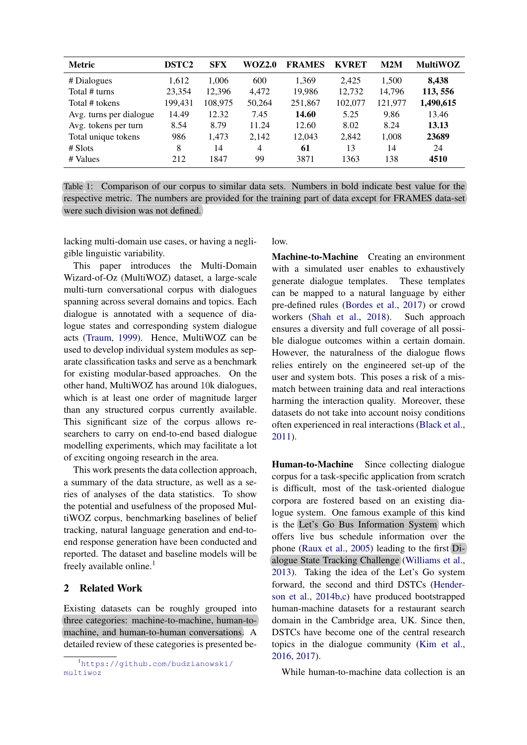| Metric | DSTC2 | SFX | WOZ2.0 | FRAMES | KVRET | M2M | MultiWOZ |
|---|---|---|---|---|---|---|---|
| # Dialogues | 1,612 | 1,006 | 600 | 1,369 | 2,425 | 1,500 | **8,438** |
| Total # turns | 23,354 | 12,396 | 4,472 | 19,986 | 12,732 | 14,796 | **113, 556** |
| Total # tokens | 199,431 | 108,975 | 50,264 | 251,867 | 102,077 | 121,977 | **1,490,615** |
| Avg. turns per dialogue | 14.49 | 12.32 | 7.45 | **14.60** | 5.25 | 9.86 | 13.46 |
| Avg. tokens per turn | 8.54 | 8.79 | 11.24 | 12.60 | 8.02 | 8.24 | **13.13** |
| Total unique tokens | 986 | 1,473 | 2,142 | 12,043 | 2,842 | 1,008 | **23689** |
| # Slots | 8 | 14 | 4 | **61** | 13 | 14 | 24 |
| # Values | 212 | 1847 | 99 | 3871 | 1363 | 138 | **4510** |

Table 1: Comparison of our corpus to similar data sets. Numbers in bold indicate best value for the respective metric. The numbers are provided for the training part of data except for FRAMES data-set were such division was not defined.

lacking multi-domain use cases, or having a negligible linguistic variability.

This paper introduces the Multi-Domain Wizard-of-Oz (MultiWOZ) dataset, a large-scale multi-turn conversational corpus with dialogues spanning across several domains and topics. Each dialogue is annotated with a sequence of dialogue states and corresponding system dialogue acts (Traum, 1999). Hence, MultiWOZ can be used to develop individual system modules as separate classification tasks and serve as a benchmark for existing modular-based approaches. On the other hand, MultiWOZ has around 10k dialogues, which is at least one order of magnitude larger than any structured corpus currently available. This significant size of the corpus allows researchers to carry on end-to-end based dialogue modelling experiments, which may facilitate a lot of exciting ongoing research in the area.

This work presents the data collection approach, a summary of the data structure, as well as a series of analyses of the data statistics. To show the potential and usefulness of the proposed MultiWOZ corpus, benchmarking baselines of belief tracking, natural language generation and end-to-end response generation have been conducted and reported. The dataset and baseline models will be freely available online.[1]

## 2 Related Work

Existing datasets can be roughly grouped into three categories: machine-to-machine, human-to-machine, and human-to-human conversations. A detailed review of these categories is presented below.

**Machine-to-Machine** Creating an environment with a simulated user enables to exhaustively generate dialogue templates. These templates can be mapped to a natural language by either pre-defined rules (Bordes et al., 2017) or crowd workers (Shah et al., 2018). Such approach ensures a diversity and full coverage of all possible dialogue outcomes within a certain domain. However, the naturalness of the dialogue flows relies entirely on the engineered set-up of the user and system bots. This poses a risk of a mismatch between training data and real interactions harming the interaction quality. Moreover, these datasets do not take into account noisy conditions often experienced in real interactions (Black et al., 2011).

**Human-to-Machine** Since collecting dialogue corpus for a task-specific application from scratch is difficult, most of the task-oriented dialogue corpora are fostered based on an existing dialogue system. One famous example of this kind is the Let's Go Bus Information System which offers live bus schedule information over the phone (Raux et al., 2005) leading to the first Dialogue State Tracking Challenge (Williams et al., 2013). Taking the idea of the Let's Go system forward, the second and third DSTCs (Henderson et al., 2014b,c) have produced bootstrapped human-machine datasets for a restaurant search domain in the Cambridge area, UK. Since then, DSTCs have become one of the central research topics in the dialogue community (Kim et al., 2016, 2017).

While human-to-machine data collection is an

[1] https://github.com/budzianowski/multiwoz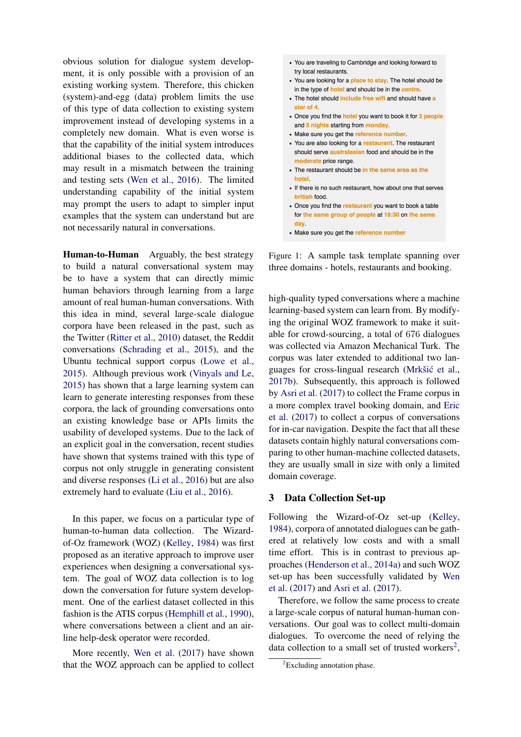obvious solution for dialogue system development, it is only possible with a provision of an existing working system. Therefore, this chicken (system)-and-egg (data) problem limits the use of this type of data collection to existing system improvement instead of developing systems in a completely new domain. What is even worse is that the capability of the initial system introduces additional biases to the collected data, which may result in a mismatch between the training and testing sets (Wen et al., 2016). The limited understanding capability of the initial system may prompt the users to adapt to simpler input examples that the system can understand but are not necessarily natural in conversations.

**Human-to-Human** Arguably, the best strategy to build a natural conversational system may be to have a system that can directly mimic human behaviors through learning from a large amount of real human-human conversations. With this idea in mind, several large-scale dialogue corpora have been released in the past, such as the Twitter (Ritter et al., 2010) dataset, the Reddit conversations (Schrading et al., 2015), and the Ubuntu technical support corpus (Lowe et al., 2015). Although previous work (Vinyals and Le, 2015) has shown that a large learning system can learn to generate interesting responses from these corpora, the lack of grounding conversations onto an existing knowledge base or APIs limits the usability of developed systems. Due to the lack of an explicit goal in the conversation, recent studies have shown that systems trained with this type of corpus not only struggle in generating consistent and diverse responses (Li et al., 2016) but are also extremely hard to evaluate (Liu et al., 2016).

In this paper, we focus on a particular type of human-to-human data collection. The Wizard-of-Oz framework (WOZ) (Kelley, 1984) was first proposed as an iterative approach to improve user experiences when designing a conversational system. The goal of WOZ data collection is to log down the conversation for future system development. One of the earliest dataset collected in this fashion is the ATIS corpus (Hemphill et al., 1990), where conversations between a client and an airline help-desk operator were recorded.

More recently, Wen et al. (2017) have shown that the WOZ approach can be applied to collect

- You are traveling to Cambridge and looking forward to try local restaurants.
- You are looking for a place to stay. The hotel should be in the type of hotel and should be in the centre.
- The hotel should include free wifi and should have a star of 4.
- Once you find the hotel you want to book it for 3 people and 5 nights starting from monday.
- Make sure you get the reference number.
- You are also looking for a restaurant. The restaurant should serve australasian food and should be in the moderate price range.
- The restaurant should be in the same area as the hotel.
- If there is no such restaurant, how about one that serves british food.
- Once you find the restaurant you want to book a table for the same group of people at 18:30 on the same day.
- Make sure you get the reference number

Figure 1: A sample task template spanning over three domains - hotels, restaurants and booking.

high-quality typed conversations where a machine learning-based system can learn from. By modifying the original WOZ framework to make it suitable for crowd-sourcing, a total of 676 dialogues was collected via Amazon Mechanical Turk. The corpus was later extended to additional two languages for cross-lingual research (Mrkšić et al., 2017b). Subsequently, this approach is followed by Asri et al. (2017) to collect the Frame corpus in a more complex travel booking domain, and Eric et al. (2017) to collect a corpus of conversations for in-car navigation. Despite the fact that all these datasets contain highly natural conversations comparing to other human-machine collected datasets, they are usually small in size with only a limited domain coverage.

## 3 Data Collection Set-up

Following the Wizard-of-Oz set-up (Kelley, 1984), corpora of annotated dialogues can be gathered at relatively low costs and with a small time effort. This is in contrast to previous approaches (Henderson et al., 2014a) and such WOZ set-up has been successfully validated by Wen et al. (2017) and Asri et al. (2017).

Therefore, we follow the same process to create a large-scale corpus of natural human-human conversations. Our goal was to collect multi-domain dialogues. To overcome the need of relying the data collection to a small set of trusted workers[2],

[2]Excluding annotation phase.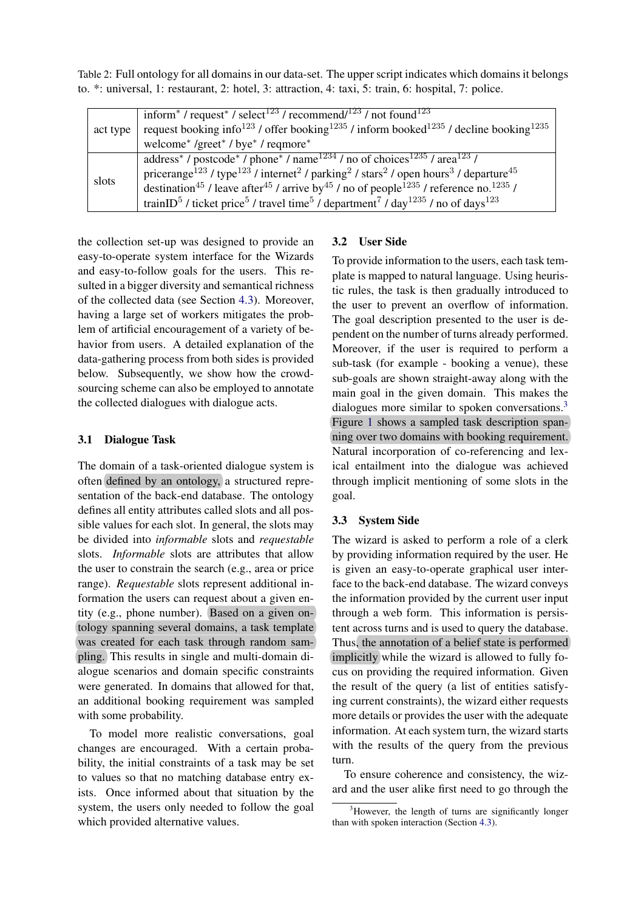Table 2: Full ontology for all domains in our data-set. The upper script indicates which domains it belongs to. *: universal, 1: restaurant, 2: hotel, 3: attraction, 4: taxi, 5: train, 6: hospital, 7: police.

| | |
|---|---|
| act type | inform* / request* / select[123] / recommend/[123] / not found[123] request booking info[123] / offer booking[1235] / inform booked[1235] / decline booking[1235] welcome* /greet* / bye* / reqmore* |
| slots | address* / postcode* / phone* / name[1234] / no of choices[1235] / area[123] / pricerange[123] / type[123] / internet[2] / parking[2] / stars[2] / open hours[3] / departure[45] destination[45] / leave after[45] / arrive by[45] / no of people[1235] / reference no.[1235] / trainID[5] / ticket price[5] / travel time[5] / department[7] / day[1235] / no of days[123] |

the collection set-up was designed to provide an easy-to-operate system interface for the Wizards and easy-to-follow goals for the users. This resulted in a bigger diversity and semantical richness of the collected data (see Section 4.3). Moreover, having a large set of workers mitigates the problem of artificial encouragement of a variety of behavior from users. A detailed explanation of the data-gathering process from both sides is provided below. Subsequently, we show how the crowd-sourcing scheme can also be employed to annotate the collected dialogues with dialogue acts.

### 3.1 Dialogue Task

The domain of a task-oriented dialogue system is often defined by an ontology, a structured representation of the back-end database. The ontology defines all entity attributes called slots and all possible values for each slot. In general, the slots may be divided into *informable* slots and *requestable* slots. *Informable* slots are attributes that allow the user to constrain the search (e.g., area or price range). *Requestable* slots represent additional information the users can request about a given entity (e.g., phone number). Based on a given ontology spanning several domains, a task template was created for each task through random sampling. This results in single and multi-domain dialogue scenarios and domain specific constraints were generated. In domains that allowed for that, an additional booking requirement was sampled with some probability.

To model more realistic conversations, goal changes are encouraged. With a certain probability, the initial constraints of a task may be set to values so that no matching database entry exists. Once informed about that situation by the system, the users only needed to follow the goal which provided alternative values.

### 3.2 User Side

To provide information to the users, each task template is mapped to natural language. Using heuristic rules, the task is then gradually introduced to the user to prevent an overflow of information. The goal description presented to the user is dependent on the number of turns already performed. Moreover, if the user is required to perform a sub-task (for example - booking a venue), these sub-goals are shown straight-away along with the main goal in the given domain. This makes the dialogues more similar to spoken conversations.[3] Figure 1 shows a sampled task description spanning over two domains with booking requirement. Natural incorporation of co-referencing and lexical entailment into the dialogue was achieved through implicit mentioning of some slots in the goal.

### 3.3 System Side

The wizard is asked to perform a role of a clerk by providing information required by the user. He is given an easy-to-operate graphical user interface to the back-end database. The wizard conveys the information provided by the current user input through a web form. This information is persistent across turns and is used to query the database. Thus, the annotation of a belief state is performed implicitly while the wizard is allowed to fully focus on providing the required information. Given the result of the query (a list of entities satisfying current constraints), the wizard either requests more details or provides the user with the adequate information. At each system turn, the wizard starts with the results of the query from the previous turn.

To ensure coherence and consistency, the wizard and the user alike first need to go through the

[3] However, the length of turns are significantly longer than with spoken interaction (Section 4.3).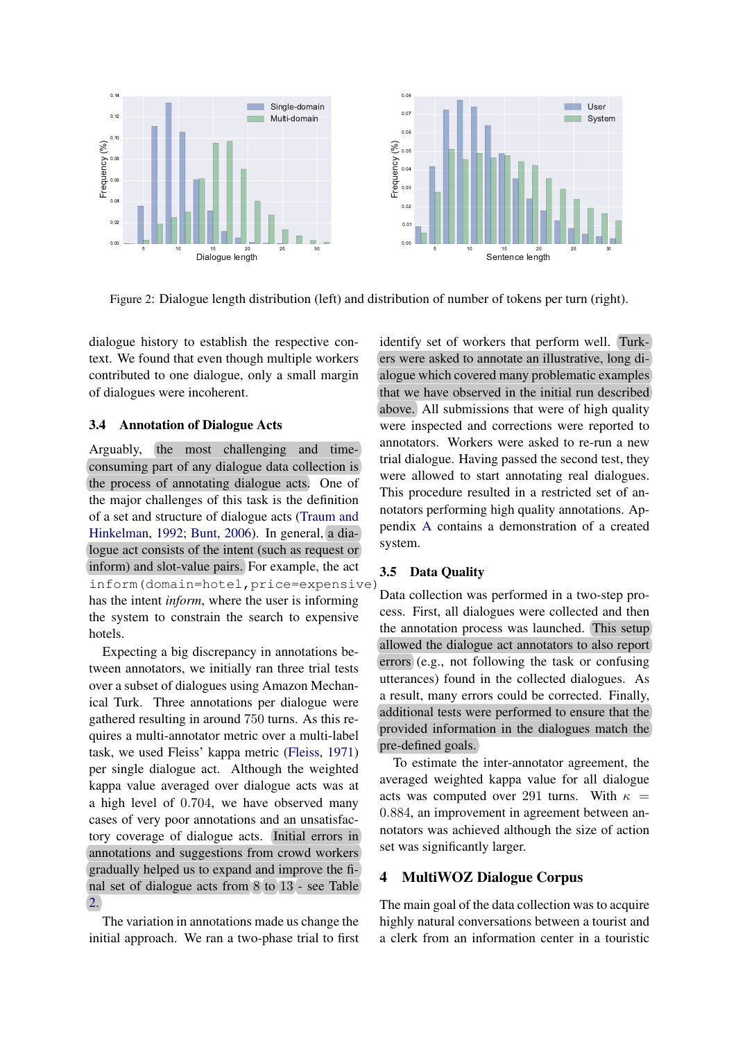Figure 2: Dialogue length distribution (left) and distribution of number of tokens per turn (right).

dialogue history to establish the respective context. We found that even though multiple workers contributed to one dialogue, only a small margin of dialogues were incoherent.

### 3.4 Annotation of Dialogue Acts

Arguably, the most challenging and time-consuming part of any dialogue data collection is the process of annotating dialogue acts. One of the major challenges of this task is the definition of a set and structure of dialogue acts (Traum and Hinkelman, 1992; Bunt, 2006). In general, a dialogue act consists of the intent (such as request or inform) and slot-value pairs. For example, the act `inform(domain=hotel,price=expensive)` has the intent *inform*, where the user is informing the system to constrain the search to expensive hotels.

Expecting a big discrepancy in annotations between annotators, we initially ran three trial tests over a subset of dialogues using Amazon Mechanical Turk. Three annotations per dialogue were gathered resulting in around 750 turns. As this requires a multi-annotator metric over a multi-label task, we used Fleiss' kappa metric (Fleiss, 1971) per single dialogue act. Although the weighted kappa value averaged over dialogue acts was at a high level of 0.704, we have observed many cases of very poor annotations and an unsatisfactory coverage of dialogue acts. Initial errors in annotations and suggestions from crowd workers gradually helped us to expand and improve the final set of dialogue acts from 8 to 13 - see Table 2.

The variation in annotations made us change the initial approach. We ran a two-phase trial to first identify set of workers that perform well. Turkers were asked to annotate an illustrative, long dialogue which covered many problematic examples that we have observed in the initial run described above. All submissions that were of high quality were inspected and corrections were reported to annotators. Workers were asked to re-run a new trial dialogue. Having passed the second test, they were allowed to start annotating real dialogues. This procedure resulted in a restricted set of annotators performing high quality annotations. Appendix A contains a demonstration of a created system.

### 3.5 Data Quality

Data collection was performed in a two-step process. First, all dialogues were collected and then the annotation process was launched. This setup allowed the dialogue act annotators to also report errors (e.g., not following the task or confusing utterances) found in the collected dialogues. As a result, many errors could be corrected. Finally, additional tests were performed to ensure that the provided information in the dialogues match the pre-defined goals.

To estimate the inter-annotator agreement, the averaged weighted kappa value for all dialogue acts was computed over 291 turns. With $\kappa = 0.884$, an improvement in agreement between annotators was achieved although the size of action set was significantly larger.

## 4 MultiWOZ Dialogue Corpus

The main goal of the data collection was to acquire highly natural conversations between a tourist and a clerk from an information center in a touristic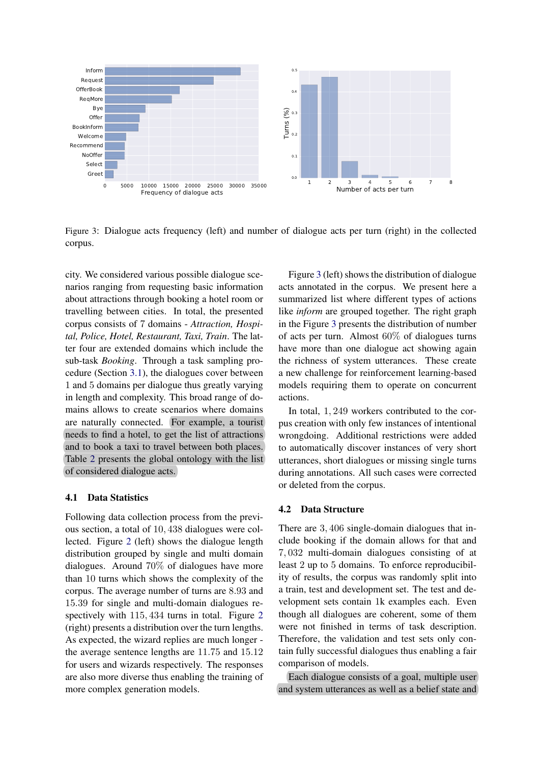Figure 3: Dialogue acts frequency (left) and number of dialogue acts per turn (right) in the collected corpus.

city. We considered various possible dialogue scenarios ranging from requesting basic information about attractions through booking a hotel room or travelling between cities. In total, the presented corpus consists of 7 domains - *Attraction, Hospital, Police, Hotel, Restaurant, Taxi, Train*. The latter four are extended domains which include the sub-task *Booking*. Through a task sampling procedure (Section 3.1), the dialogues cover between 1 and 5 domains per dialogue thus greatly varying in length and complexity. This broad range of domains allows to create scenarios where domains are naturally connected. For example, a tourist needs to find a hotel, to get the list of attractions and to book a taxi to travel between both places. Table 2 presents the global ontology with the list of considered dialogue acts.

### 4.1 Data Statistics

Following data collection process from the previous section, a total of 10,438 dialogues were collected. Figure 2 (left) shows the dialogue length distribution grouped by single and multi domain dialogues. Around 70% of dialogues have more than 10 turns which shows the complexity of the corpus. The average number of turns are 8.93 and 15.39 for single and multi-domain dialogues respectively with 115,434 turns in total. Figure 2 (right) presents a distribution over the turn lengths. As expected, the wizard replies are much longer - the average sentence lengths are 11.75 and 15.12 for users and wizards respectively. The responses are also more diverse thus enabling the training of more complex generation models.

Figure 3 (left) shows the distribution of dialogue acts annotated in the corpus. We present here a summarized list where different types of actions like *inform* are grouped together. The right graph in the Figure 3 presents the distribution of number of acts per turn. Almost 60% of dialogues turns have more than one dialogue act showing again the richness of system utterances. These create a new challenge for reinforcement learning-based models requiring them to operate on concurrent actions.

In total, 1,249 workers contributed to the corpus creation with only few instances of intentional wrongdoing. Additional restrictions were added to automatically discover instances of very short utterances, short dialogues or missing single turns during annotations. All such cases were corrected or deleted from the corpus.

### 4.2 Data Structure

There are 3,406 single-domain dialogues that include booking if the domain allows for that and 7,032 multi-domain dialogues consisting of at least 2 up to 5 domains. To enforce reproducibility of results, the corpus was randomly split into a train, test and development set. The test and development sets contain 1k examples each. Even though all dialogues are coherent, some of them were not finished in terms of task description. Therefore, the validation and test sets only contain fully successful dialogues thus enabling a fair comparison of models.

Each dialogue consists of a goal, multiple user and system utterances as well as a belief state and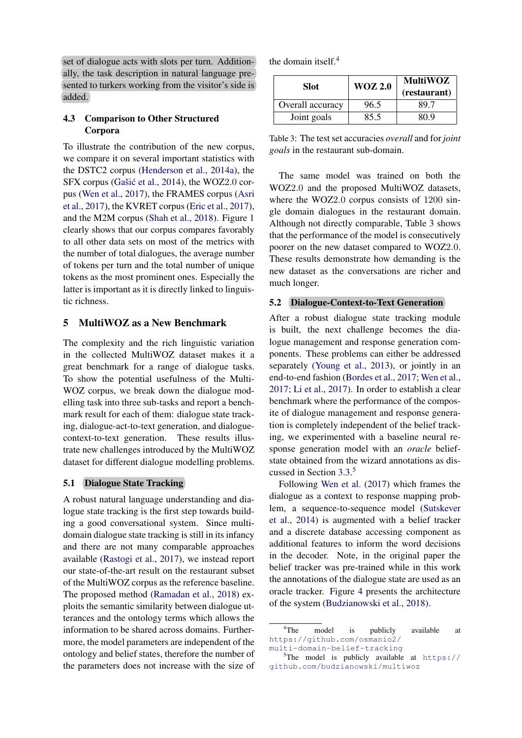set of dialogue acts with slots per turn. Additionally, the task description in natural language presented to turkers working from the visitor's side is added.

### 4.3 Comparison to Other Structured Corpora

To illustrate the contribution of the new corpus, we compare it on several important statistics with the DSTC2 corpus (Henderson et al., 2014a), the SFX corpus (Gašić et al., 2014), the WOZ2.0 corpus (Wen et al., 2017), the FRAMES corpus (Asri et al., 2017), the KVRET corpus (Eric et al., 2017), and the M2M corpus (Shah et al., 2018). Figure 1 clearly shows that our corpus compares favorably to all other data sets on most of the metrics with the number of total dialogues, the average number of tokens per turn and the total number of unique tokens as the most prominent ones. Especially the latter is important as it is directly linked to linguistic richness.

## 5 MultiWOZ as a New Benchmark

The complexity and the rich linguistic variation in the collected MultiWOZ dataset makes it a great benchmark for a range of dialogue tasks. To show the potential usefulness of the MultiWOZ corpus, we break down the dialogue modelling task into three sub-tasks and report a benchmark result for each of them: dialogue state tracking, dialogue-act-to-text generation, and dialogue-context-to-text generation. These results illustrate new challenges introduced by the MultiWOZ dataset for different dialogue modelling problems.

### 5.1 Dialogue State Tracking

A robust natural language understanding and dialogue state tracking is the first step towards building a good conversational system. Since multi-domain dialogue state tracking is still in its infancy and there are not many comparable approaches available (Rastogi et al., 2017), we instead report our state-of-the-art result on the restaurant subset of the MultiWOZ corpus as the reference baseline. The proposed method (Ramadan et al., 2018) exploits the semantic similarity between dialogue utterances and the ontology terms which allows the information to be shared across domains. Furthermore, the model parameters are independent of the ontology and belief states, therefore the number of the parameters does not increase with the size of the domain itself.[4]

| Slot | WOZ 2.0 | MultiWOZ (restaurant) |
|---|---|---|
| Overall accuracy | 96.5 | 89.7 |
| Joint goals | 85.5 | 80.9 |

Table 3: The test set accuracies *overall* and for *joint goals* in the restaurant sub-domain.

The same model was trained on both the WOZ2.0 and the proposed MultiWOZ datasets, where the WOZ2.0 corpus consists of 1200 single domain dialogues in the restaurant domain. Although not directly comparable, Table 3 shows that the performance of the model is consecutively poorer on the new dataset compared to WOZ2.0. These results demonstrate how demanding is the new dataset as the conversations are richer and much longer.

### 5.2 Dialogue-Context-to-Text Generation

After a robust dialogue state tracking module is built, the next challenge becomes the dialogue management and response generation components. These problems can either be addressed separately (Young et al., 2013), or jointly in an end-to-end fashion (Bordes et al., 2017; Wen et al., 2017; Li et al., 2017). In order to establish a clear benchmark where the performance of the composite of dialogue management and response generation is completely independent of the belief tracking, we experimented with a baseline neural response generation model with an *oracle* belief-state obtained from the wizard annotations as discussed in Section 3.3.[5]

Following Wen et al. (2017) which frames the dialogue as a context to response mapping problem, a sequence-to-sequence model (Sutskever et al., 2014) is augmented with a belief tracker and a discrete database accessing component as additional features to inform the word decisions in the decoder. Note, in the original paper the belief tracker was pre-trained while in this work the annotations of the dialogue state are used as an oracle tracker. Figure 4 presents the architecture of the system (Budzianowski et al., 2018).

[4] The model is publicly available at https://github.com/osmanio2/multi-domain-belief-tracking

[5] The model is publicly available at https://github.com/budzianowski/multiwoz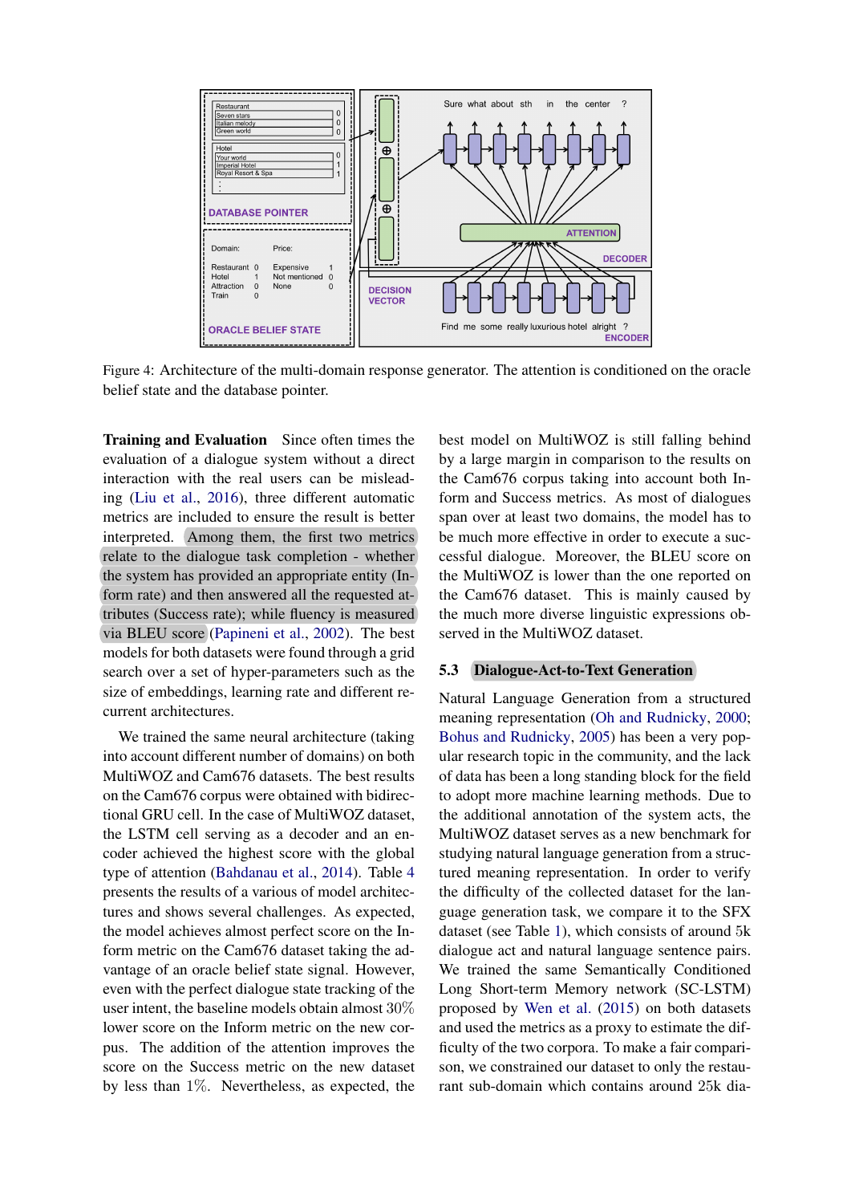Figure 4: Architecture of the multi-domain response generator. The attention is conditioned on the oracle belief state and the database pointer.

**Training and Evaluation** Since often times the evaluation of a dialogue system without a direct interaction with the real users can be misleading (Liu et al., 2016), three different automatic metrics are included to ensure the result is better interpreted. Among them, the first two metrics relate to the dialogue task completion - whether the system has provided an appropriate entity (Inform rate) and then answered all the requested attributes (Success rate); while fluency is measured via BLEU score (Papineni et al., 2002). The best models for both datasets were found through a grid search over a set of hyper-parameters such as the size of embeddings, learning rate and different recurrent architectures.

We trained the same neural architecture (taking into account different number of domains) on both MultiWOZ and Cam676 datasets. The best results on the Cam676 corpus were obtained with bidirectional GRU cell. In the case of MultiWOZ dataset, the LSTM cell serving as a decoder and an encoder achieved the highest score with the global type of attention (Bahdanau et al., 2014). Table 4 presents the results of a various of model architectures and shows several challenges. As expected, the model achieves almost perfect score on the Inform metric on the Cam676 dataset taking the advantage of an oracle belief state signal. However, even with the perfect dialogue state tracking of the user intent, the baseline models obtain almost 30% lower score on the Inform metric on the new corpus. The addition of the attention improves the score on the Success metric on the new dataset by less than 1%. Nevertheless, as expected, the best model on MultiWOZ is still falling behind by a large margin in comparison to the results on the Cam676 corpus taking into account both Inform and Success metrics. As most of dialogues span over at least two domains, the model has to be much more effective in order to execute a successful dialogue. Moreover, the BLEU score on the MultiWOZ is lower than the one reported on the Cam676 dataset. This is mainly caused by the much more diverse linguistic expressions observed in the MultiWOZ dataset.

## 5.3 Dialogue-Act-to-Text Generation

Natural Language Generation from a structured meaning representation (Oh and Rudnicky, 2000; Bohus and Rudnicky, 2005) has been a very popular research topic in the community, and the lack of data has been a long standing block for the field to adopt more machine learning methods. Due to the additional annotation of the system acts, the MultiWOZ dataset serves as a new benchmark for studying natural language generation from a structured meaning representation. In order to verify the difficulty of the collected dataset for the language generation task, we compare it to the SFX dataset (see Table 1), which consists of around 5k dialogue act and natural language sentence pairs. We trained the same Semantically Conditioned Long Short-term Memory network (SC-LSTM) proposed by Wen et al. (2015) on both datasets and used the metrics as a proxy to estimate the difficulty of the two corpora. To make a fair comparison, we constrained our dataset to only the restaurant sub-domain which contains around 25k dia-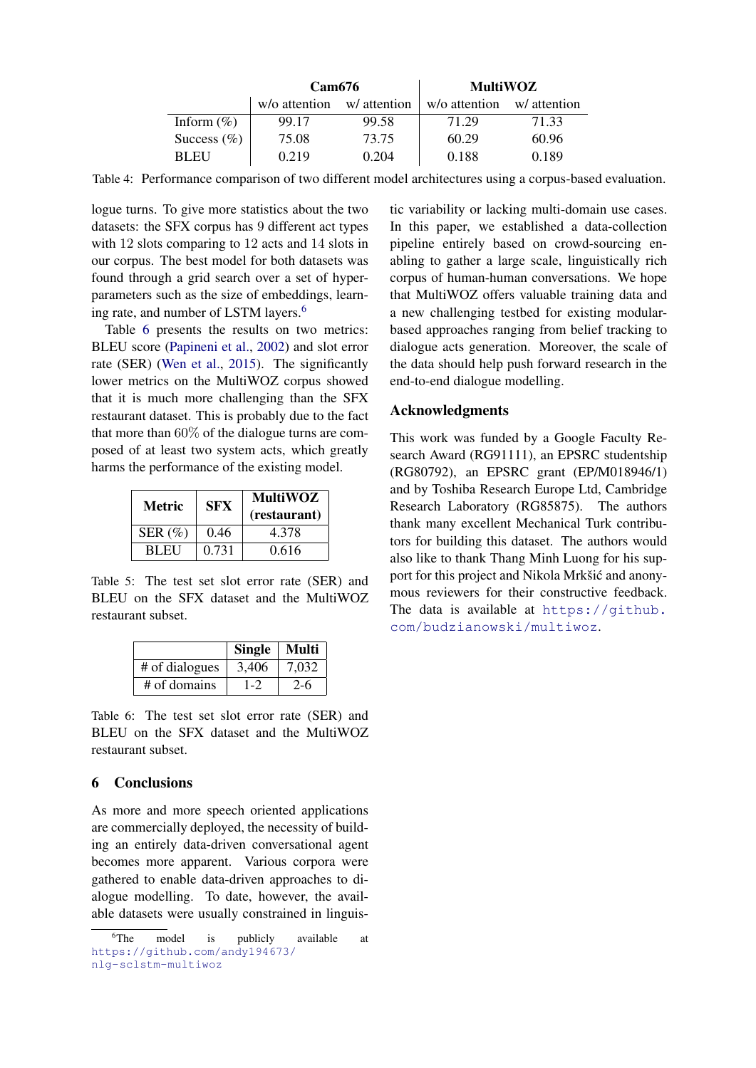| | Cam676 | | MultiWOZ | |
|---|---|---|---|---|
| | w/o attention | w/ attention | w/o attention | w/ attention |
| Inform (%) | 99.17 | 99.58 | 71.29 | 71.33 |
| Success (%) | 75.08 | 73.75 | 60.29 | 60.96 |
| BLEU | 0.219 | 0.204 | 0.188 | 0.189 |

Table 4: Performance comparison of two different model architectures using a corpus-based evaluation.

logue turns. To give more statistics about the two datasets: the SFX corpus has 9 different act types with 12 slots comparing to 12 acts and 14 slots in our corpus. The best model for both datasets was found through a grid search over a set of hyperparameters such as the size of embeddings, learning rate, and number of LSTM layers.[6]

Table 6 presents the results on two metrics: BLEU score (Papineni et al., 2002) and slot error rate (SER) (Wen et al., 2015). The significantly lower metrics on the MultiWOZ corpus showed that it is much more challenging than the SFX restaurant dataset. This is probably due to the fact that more than 60% of the dialogue turns are composed of at least two system acts, which greatly harms the performance of the existing model.

| Metric | SFX | MultiWOZ (restaurant) |
|---|---|---|
| SER (%) | 0.46 | 4.378 |
| BLEU | 0.731 | 0.616 |

Table 5: The test set slot error rate (SER) and BLEU on the SFX dataset and the MultiWOZ restaurant subset.

| | Single | Multi |
|---|---|---|
| # of dialogues | 3,406 | 7,032 |
| # of domains | 1-2 | 2-6 |

Table 6: The test set slot error rate (SER) and BLEU on the SFX dataset and the MultiWOZ restaurant subset.

## 6 Conclusions

As more and more speech oriented applications are commercially deployed, the necessity of building an entirely data-driven conversational agent becomes more apparent. Various corpora were gathered to enable data-driven approaches to dialogue modelling. To date, however, the available datasets were usually constrained in linguistic variability or lacking multi-domain use cases. In this paper, we established a data-collection pipeline entirely based on crowd-sourcing enabling to gather a large scale, linguistically rich corpus of human-human conversations. We hope that MultiWOZ offers valuable training data and a new challenging testbed for existing modular-based approaches ranging from belief tracking to dialogue acts generation. Moreover, the scale of the data should help push forward research in the end-to-end dialogue modelling.

## Acknowledgments

This work was funded by a Google Faculty Research Award (RG91111), an EPSRC studentship (RG80792), an EPSRC grant (EP/M018946/1) and by Toshiba Research Europe Ltd, Cambridge Research Laboratory (RG85875). The authors thank many excellent Mechanical Turk contributors for building this dataset. The authors would also like to thank Thang Minh Luong for his support for this project and Nikola Mrkšić and anonymous reviewers for their constructive feedback. The data is available at https://github.com/budzianowski/multiwoz.

[6] The model is publicly available at https://github.com/andy194673/nlg-sclstm-multiwoz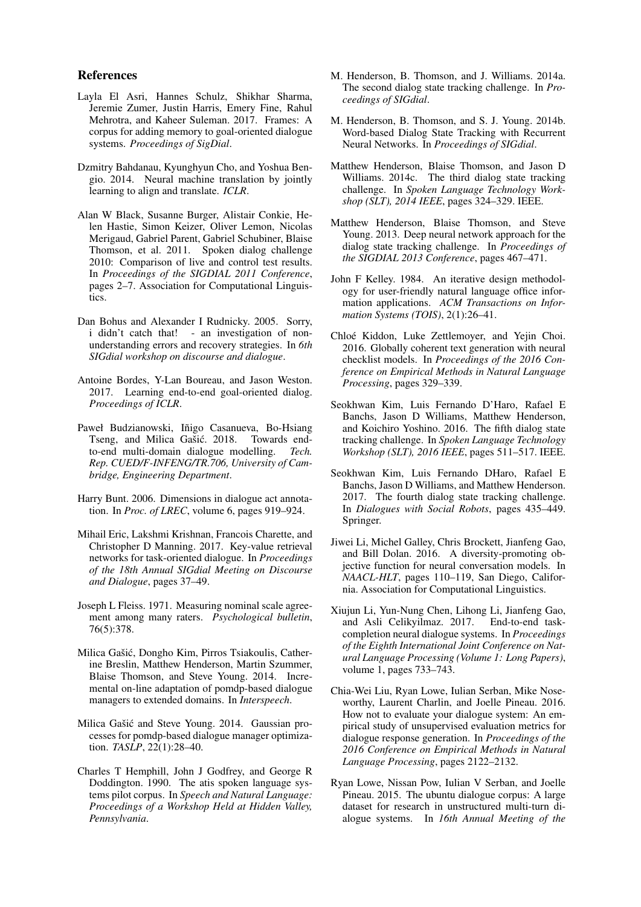## References

Layla El Asri, Hannes Schulz, Shikhar Sharma, Jeremie Zumer, Justin Harris, Emery Fine, Rahul Mehrotra, and Kaheer Suleman. 2017. Frames: A corpus for adding memory to goal-oriented dialogue systems. *Proceedings of SigDial*.

Dzmitry Bahdanau, Kyunghyun Cho, and Yoshua Bengio. 2014. Neural machine translation by jointly learning to align and translate. *ICLR*.

Alan W Black, Susanne Burger, Alistair Conkie, Helen Hastie, Simon Keizer, Oliver Lemon, Nicolas Merigaud, Gabriel Parent, Gabriel Schubiner, Blaise Thomson, et al. 2011. Spoken dialog challenge 2010: Comparison of live and control test results. In *Proceedings of the SIGDIAL 2011 Conference*, pages 2–7. Association for Computational Linguistics.

Dan Bohus and Alexander I Rudnicky. 2005. Sorry, i didn't catch that! - an investigation of non-understanding errors and recovery strategies. In *6th SIGdial workshop on discourse and dialogue*.

Antoine Bordes, Y-Lan Boureau, and Jason Weston. 2017. Learning end-to-end goal-oriented dialog. *Proceedings of ICLR*.

Paweł Budzianowski, Iñigo Casanueva, Bo-Hsiang Tseng, and Milica Gašić. 2018. Towards end-to-end multi-domain dialogue modelling. *Tech. Rep. CUED/F-INFENG/TR.706, University of Cambridge, Engineering Department*.

Harry Bunt. 2006. Dimensions in dialogue act annotation. In *Proc. of LREC*, volume 6, pages 919–924.

Mihail Eric, Lakshmi Krishnan, Francois Charette, and Christopher D Manning. 2017. Key-value retrieval networks for task-oriented dialogue. In *Proceedings of the 18th Annual SIGdial Meeting on Discourse and Dialogue*, pages 37–49.

Joseph L Fleiss. 1971. Measuring nominal scale agreement among many raters. *Psychological bulletin*, 76(5):378.

Milica Gašić, Dongho Kim, Pirros Tsiakoulis, Catherine Breslin, Matthew Henderson, Martin Szummer, Blaise Thomson, and Steve Young. 2014. Incremental on-line adaptation of pomdp-based dialogue managers to extended domains. In *Interspeech*.

Milica Gašić and Steve Young. 2014. Gaussian processes for pomdp-based dialogue manager optimization. *TASLP*, 22(1):28–40.

Charles T Hemphill, John J Godfrey, and George R Doddington. 1990. The atis spoken language systems pilot corpus. In *Speech and Natural Language: Proceedings of a Workshop Held at Hidden Valley, Pennsylvania*.

M. Henderson, B. Thomson, and J. Williams. 2014a. The second dialog state tracking challenge. In *Proceedings of SIGdial*.

M. Henderson, B. Thomson, and S. J. Young. 2014b. Word-based Dialog State Tracking with Recurrent Neural Networks. In *Proceedings of SIGdial*.

Matthew Henderson, Blaise Thomson, and Jason D Williams. 2014c. The third dialog state tracking challenge. In *Spoken Language Technology Workshop (SLT), 2014 IEEE*, pages 324–329. IEEE.

Matthew Henderson, Blaise Thomson, and Steve Young. 2013. Deep neural network approach for the dialog state tracking challenge. In *Proceedings of the SIGDIAL 2013 Conference*, pages 467–471.

John F Kelley. 1984. An iterative design methodology for user-friendly natural language office information applications. *ACM Transactions on Information Systems (TOIS)*, 2(1):26–41.

Chloé Kiddon, Luke Zettlemoyer, and Yejin Choi. 2016. Globally coherent text generation with neural checklist models. In *Proceedings of the 2016 Conference on Empirical Methods in Natural Language Processing*, pages 329–339.

Seokhwan Kim, Luis Fernando D'Haro, Rafael E Banchs, Jason D Williams, Matthew Henderson, and Koichiro Yoshino. 2016. The fifth dialog state tracking challenge. In *Spoken Language Technology Workshop (SLT), 2016 IEEE*, pages 511–517. IEEE.

Seokhwan Kim, Luis Fernando DHaro, Rafael E Banchs, Jason D Williams, and Matthew Henderson. 2017. The fourth dialog state tracking challenge. In *Dialogues with Social Robots*, pages 435–449. Springer.

Jiwei Li, Michel Galley, Chris Brockett, Jianfeng Gao, and Bill Dolan. 2016. A diversity-promoting objective function for neural conversation models. In *NAACL-HLT*, pages 110–119, San Diego, California. Association for Computational Linguistics.

Xiujun Li, Yun-Nung Chen, Lihong Li, Jianfeng Gao, and Asli Celikyilmaz. 2017. End-to-end task-completion neural dialogue systems. In *Proceedings of the Eighth International Joint Conference on Natural Language Processing (Volume 1: Long Papers)*, volume 1, pages 733–743.

Chia-Wei Liu, Ryan Lowe, Iulian Serban, Mike Noseworthy, Laurent Charlin, and Joelle Pineau. 2016. How not to evaluate your dialogue system: An empirical study of unsupervised evaluation metrics for dialogue response generation. In *Proceedings of the 2016 Conference on Empirical Methods in Natural Language Processing*, pages 2122–2132.

Ryan Lowe, Nissan Pow, Iulian V Serban, and Joelle Pineau. 2015. The ubuntu dialogue corpus: A large dataset for research in unstructured multi-turn dialogue systems. In *16th Annual Meeting of the*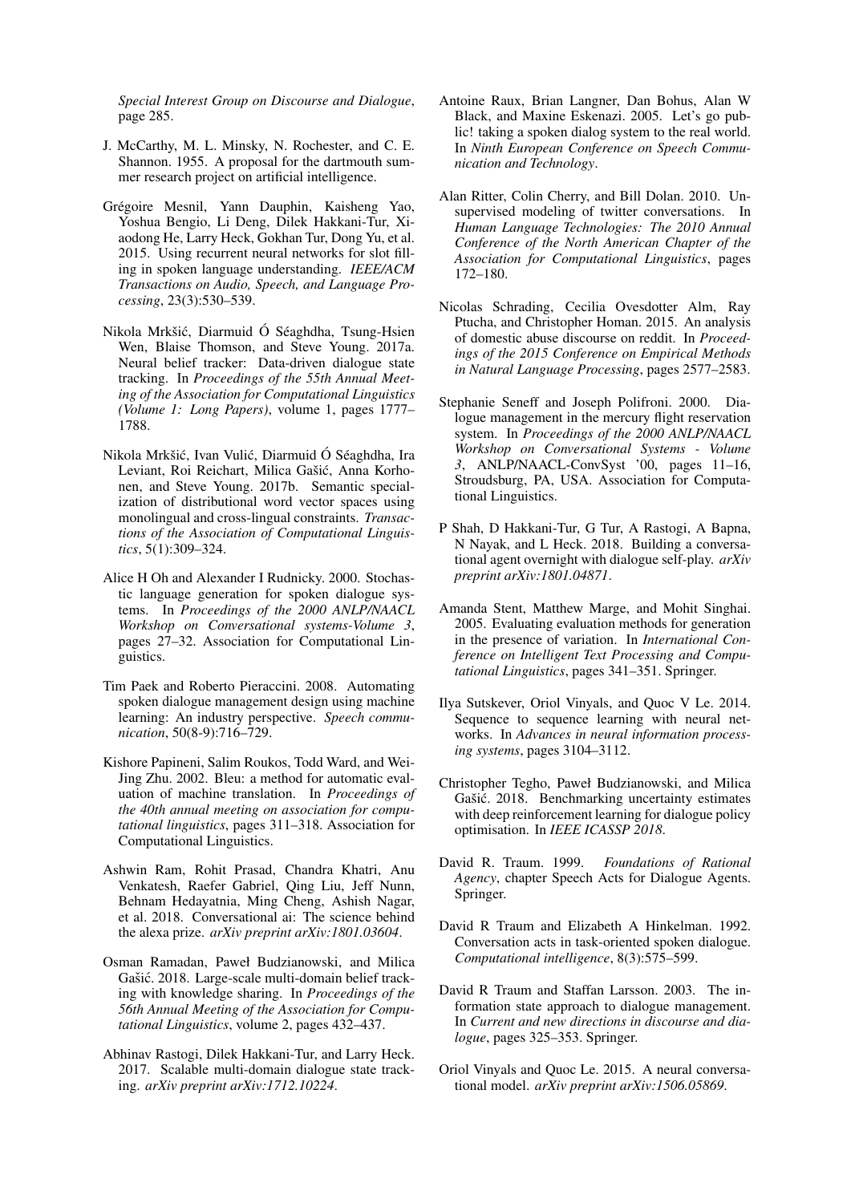*Special Interest Group on Discourse and Dialogue*, page 285.

J. McCarthy, M. L. Minsky, N. Rochester, and C. E. Shannon. 1955. A proposal for the dartmouth summer research project on artificial intelligence.

Grégoire Mesnil, Yann Dauphin, Kaisheng Yao, Yoshua Bengio, Li Deng, Dilek Hakkani-Tur, Xiaodong He, Larry Heck, Gokhan Tur, Dong Yu, et al. 2015. Using recurrent neural networks for slot filling in spoken language understanding. *IEEE/ACM Transactions on Audio, Speech, and Language Processing*, 23(3):530–539.

Nikola Mrkšić, Diarmuid Ó Séaghdha, Tsung-Hsien Wen, Blaise Thomson, and Steve Young. 2017a. Neural belief tracker: Data-driven dialogue state tracking. In *Proceedings of the 55th Annual Meeting of the Association for Computational Linguistics (Volume 1: Long Papers)*, volume 1, pages 1777–1788.

Nikola Mrkšić, Ivan Vulić, Diarmuid Ó Séaghdha, Ira Leviant, Roi Reichart, Milica Gašić, Anna Korhonen, and Steve Young. 2017b. Semantic specialization of distributional word vector spaces using monolingual and cross-lingual constraints. *Transactions of the Association of Computational Linguistics*, 5(1):309–324.

Alice H Oh and Alexander I Rudnicky. 2000. Stochastic language generation for spoken dialogue systems. In *Proceedings of the 2000 ANLP/NAACL Workshop on Conversational systems-Volume 3*, pages 27–32. Association for Computational Linguistics.

Tim Paek and Roberto Pieraccini. 2008. Automating spoken dialogue management design using machine learning: An industry perspective. *Speech communication*, 50(8-9):716–729.

Kishore Papineni, Salim Roukos, Todd Ward, and Wei-Jing Zhu. 2002. Bleu: a method for automatic evaluation of machine translation. In *Proceedings of the 40th annual meeting on association for computational linguistics*, pages 311–318. Association for Computational Linguistics.

Ashwin Ram, Rohit Prasad, Chandra Khatri, Anu Venkatesh, Raefer Gabriel, Qing Liu, Jeff Nunn, Behnam Hedayatnia, Ming Cheng, Ashish Nagar, et al. 2018. Conversational ai: The science behind the alexa prize. *arXiv preprint arXiv:1801.03604*.

Osman Ramadan, Paweł Budzianowski, and Milica Gašić. 2018. Large-scale multi-domain belief tracking with knowledge sharing. In *Proceedings of the 56th Annual Meeting of the Association for Computational Linguistics*, volume 2, pages 432–437.

Abhinav Rastogi, Dilek Hakkani-Tur, and Larry Heck. 2017. Scalable multi-domain dialogue state tracking. *arXiv preprint arXiv:1712.10224*.

Antoine Raux, Brian Langner, Dan Bohus, Alan W Black, and Maxine Eskenazi. 2005. Let's go public! taking a spoken dialog system to the real world. In *Ninth European Conference on Speech Communication and Technology*.

Alan Ritter, Colin Cherry, and Bill Dolan. 2010. Unsupervised modeling of twitter conversations. In *Human Language Technologies: The 2010 Annual Conference of the North American Chapter of the Association for Computational Linguistics*, pages 172–180.

Nicolas Schrading, Cecilia Ovesdotter Alm, Ray Ptucha, and Christopher Homan. 2015. An analysis of domestic abuse discourse on reddit. In *Proceedings of the 2015 Conference on Empirical Methods in Natural Language Processing*, pages 2577–2583.

Stephanie Seneff and Joseph Polifroni. 2000. Dialogue management in the mercury flight reservation system. In *Proceedings of the 2000 ANLP/NAACL Workshop on Conversational Systems - Volume 3*, ANLP/NAACL-ConvSyst '00, pages 11–16, Stroudsburg, PA, USA. Association for Computational Linguistics.

P Shah, D Hakkani-Tur, G Tur, A Rastogi, A Bapna, N Nayak, and L Heck. 2018. Building a conversational agent overnight with dialogue self-play. *arXiv preprint arXiv:1801.04871*.

Amanda Stent, Matthew Marge, and Mohit Singhai. 2005. Evaluating evaluation methods for generation in the presence of variation. In *International Conference on Intelligent Text Processing and Computational Linguistics*, pages 341–351. Springer.

Ilya Sutskever, Oriol Vinyals, and Quoc V Le. 2014. Sequence to sequence learning with neural networks. In *Advances in neural information processing systems*, pages 3104–3112.

Christopher Tegho, Paweł Budzianowski, and Milica Gašić. 2018. Benchmarking uncertainty estimates with deep reinforcement learning for dialogue policy optimisation. In *IEEE ICASSP 2018*.

David R. Traum. 1999. *Foundations of Rational Agency*, chapter Speech Acts for Dialogue Agents. Springer.

David R Traum and Elizabeth A Hinkelman. 1992. Conversation acts in task-oriented spoken dialogue. *Computational intelligence*, 8(3):575–599.

David R Traum and Staffan Larsson. 2003. The information state approach to dialogue management. In *Current and new directions in discourse and dialogue*, pages 325–353. Springer.

Oriol Vinyals and Quoc Le. 2015. A neural conversational model. *arXiv preprint arXiv:1506.05869*.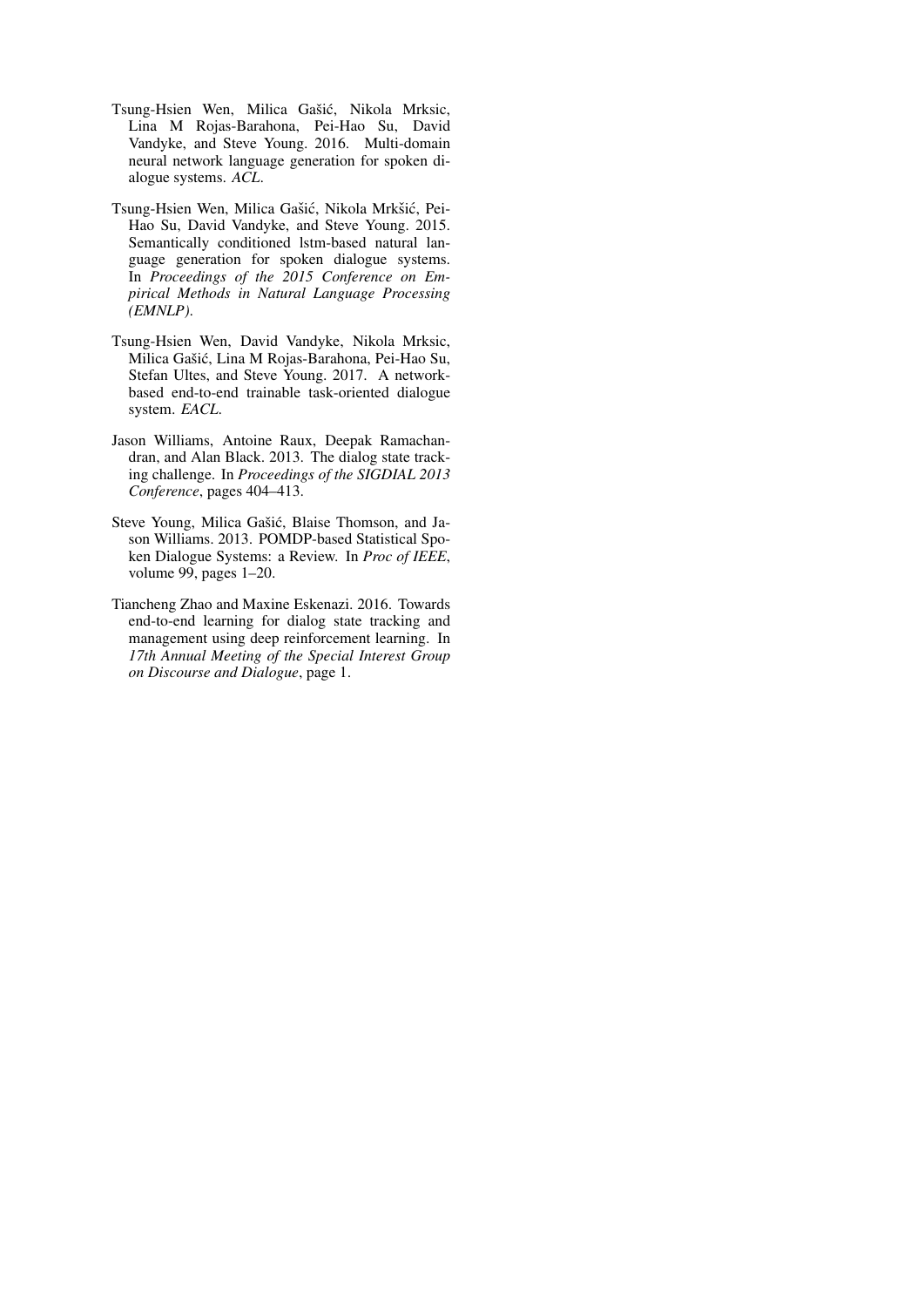Tsung-Hsien Wen, Milica Gašić, Nikola Mrksic, Lina M Rojas-Barahona, Pei-Hao Su, David Vandyke, and Steve Young. 2016. Multi-domain neural network language generation for spoken dialogue systems. *ACL*.

Tsung-Hsien Wen, Milica Gašić, Nikola Mrkšić, Pei-Hao Su, David Vandyke, and Steve Young. 2015. Semantically conditioned lstm-based natural language generation for spoken dialogue systems. In *Proceedings of the 2015 Conference on Empirical Methods in Natural Language Processing (EMNLP)*.

Tsung-Hsien Wen, David Vandyke, Nikola Mrksic, Milica Gašić, Lina M Rojas-Barahona, Pei-Hao Su, Stefan Ultes, and Steve Young. 2017. A network-based end-to-end trainable task-oriented dialogue system. *EACL*.

Jason Williams, Antoine Raux, Deepak Ramachandran, and Alan Black. 2013. The dialog state tracking challenge. In *Proceedings of the SIGDIAL 2013 Conference*, pages 404–413.

Steve Young, Milica Gašić, Blaise Thomson, and Jason Williams. 2013. POMDP-based Statistical Spoken Dialogue Systems: a Review. In *Proc of IEEE*, volume 99, pages 1–20.

Tiancheng Zhao and Maxine Eskenazi. 2016. Towards end-to-end learning for dialog state tracking and management using deep reinforcement learning. In *17th Annual Meeting of the Special Interest Group on Discourse and Dialogue*, page 1.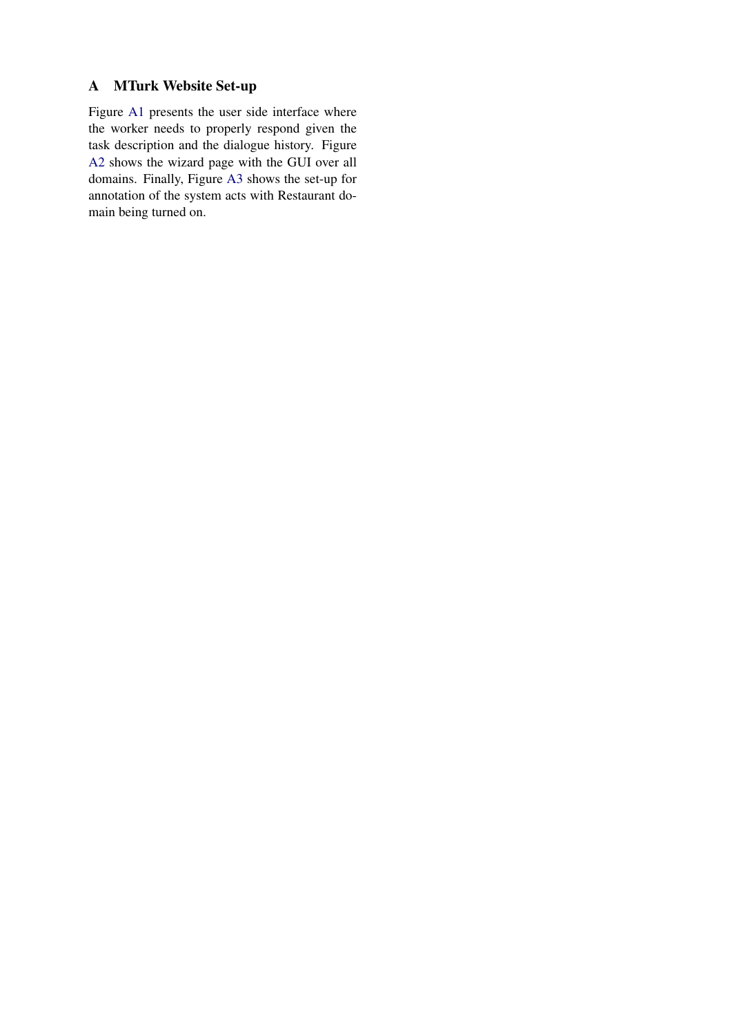## A MTurk Website Set-up

Figure A1 presents the user side interface where the worker needs to properly respond given the task description and the dialogue history. Figure A2 shows the wizard page with the GUI over all domains. Finally, Figure A3 shows the set-up for annotation of the system acts with Restaurant domain being turned on.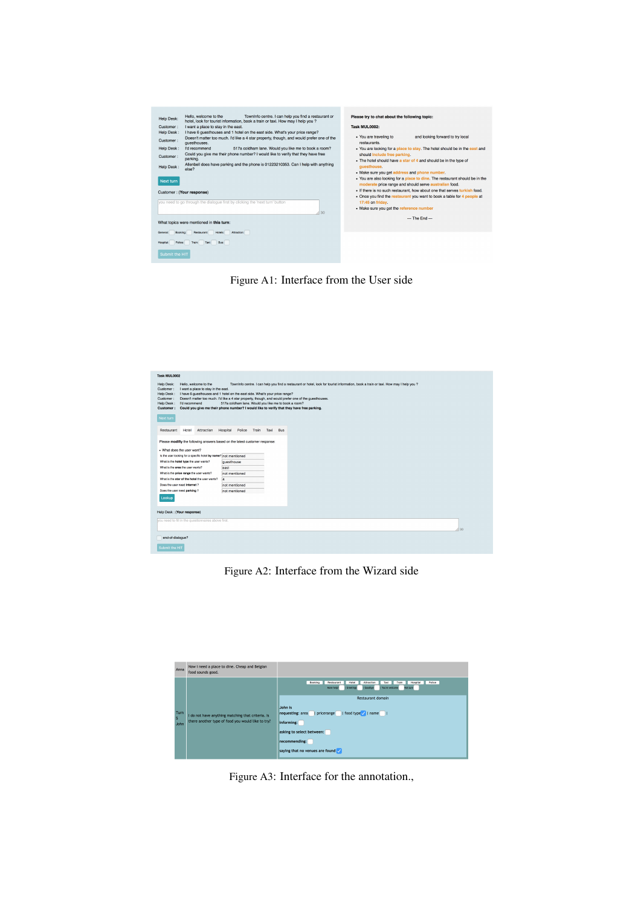Figure A1: Interface from the User side

Figure A2: Interface from the Wizard side

Figure A3: Interface for the annotation.,